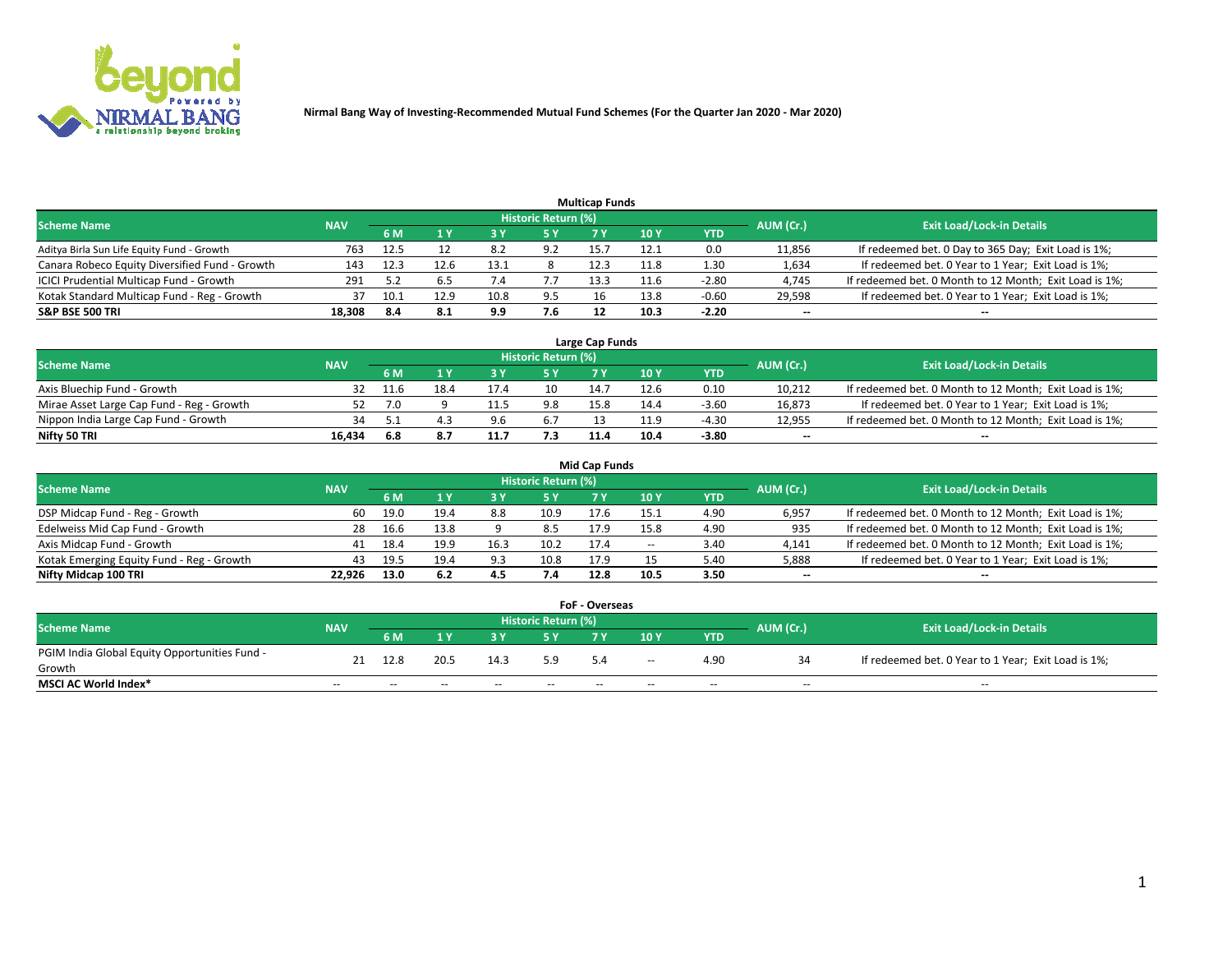Nirmal Bang Way of Investing-Recommended Mutual Fund Schemes (For the Quarter Jan 2020 - Mar 2020)

## Multicap Funds

| Scheme Name | NAV | Historic Return (%) | | | | | | | AUM (Cr.) | Exit Load/Lock-in Details |
|---|---|---|---|---|---|---|---|---|---|---|
| | | 6 M | 1 Y | 3 Y | 5 Y | 7 Y | 10 Y | YTD | | |
| Aditya Birla Sun Life Equity Fund - Growth | 763 | 12.5 | 12 | 8.2 | 9.2 | 15.7 | 12.1 | 0.0 | 11,856 | If redeemed bet. 0 Day to 365 Day; Exit Load is 1%; |
| Canara Robeco Equity Diversified Fund - Growth | 143 | 12.3 | 12.6 | 13.1 | 8 | 12.3 | 11.8 | 1.30 | 1,634 | If redeemed bet. 0 Year to 1 Year; Exit Load is 1%; |
| ICICI Prudential Multicap Fund - Growth | 291 | 5.2 | 6.5 | 7.4 | 7.7 | 13.3 | 11.6 | -2.80 | 4,745 | If redeemed bet. 0 Month to 12 Month; Exit Load is 1%; |
| Kotak Standard Multicap Fund - Reg - Growth | 37 | 10.1 | 12.9 | 10.8 | 9.5 | 16 | 13.8 | -0.60 | 29,598 | If redeemed bet. 0 Year to 1 Year; Exit Load is 1%; |
| **S&P BSE 500 TRI** | **18,308** | **8.4** | **8.1** | **9.9** | **7.6** | **12** | **10.3** | **-2.20** | -- | -- |

## Large Cap Funds

| Scheme Name | NAV | Historic Return (%) | | | | | | | AUM (Cr.) | Exit Load/Lock-in Details |
|---|---|---|---|---|---|---|---|---|---|---|
| | | 6 M | 1 Y | 3 Y | 5 Y | 7 Y | 10 Y | YTD | | |
| Axis Bluechip Fund - Growth | 32 | 11.6 | 18.4 | 17.4 | 10 | 14.7 | 12.6 | 0.10 | 10,212 | If redeemed bet. 0 Month to 12 Month; Exit Load is 1%; |
| Mirae Asset Large Cap Fund - Reg - Growth | 52 | 7.0 | 9 | 11.5 | 9.8 | 15.8 | 14.4 | -3.60 | 16,873 | If redeemed bet. 0 Year to 1 Year; Exit Load is 1%; |
| Nippon India Large Cap Fund - Growth | 34 | 5.1 | 4.3 | 9.6 | 6.7 | 13 | 11.9 | -4.30 | 12,955 | If redeemed bet. 0 Month to 12 Month; Exit Load is 1%; |
| **Nifty 50 TRI** | **16,434** | **6.8** | **8.7** | **11.7** | **7.3** | **11.4** | **10.4** | **-3.80** | -- | -- |

## Mid Cap Funds

| Scheme Name | NAV | Historic Return (%) | | | | | | | AUM (Cr.) | Exit Load/Lock-in Details |
|---|---|---|---|---|---|---|---|---|---|---|
| | | 6 M | 1 Y | 3 Y | 5 Y | 7 Y | 10 Y | YTD | | |
| DSP Midcap Fund - Reg - Growth | 60 | 19.0 | 19.4 | 8.8 | 10.9 | 17.6 | 15.1 | 4.90 | 6,957 | If redeemed bet. 0 Month to 12 Month; Exit Load is 1%; |
| Edelweiss Mid Cap Fund - Growth | 28 | 16.6 | 13.8 | 9 | 8.5 | 17.9 | 15.8 | 4.90 | 935 | If redeemed bet. 0 Month to 12 Month; Exit Load is 1%; |
| Axis Midcap Fund - Growth | 41 | 18.4 | 19.9 | 16.3 | 10.2 | 17.4 | -- | 3.40 | 4,141 | If redeemed bet. 0 Month to 12 Month; Exit Load is 1%; |
| Kotak Emerging Equity Fund - Reg - Growth | 43 | 19.5 | 19.4 | 9.3 | 10.8 | 17.9 | 15 | 5.40 | 5,888 | If redeemed bet. 0 Year to 1 Year; Exit Load is 1%; |
| **Nifty Midcap 100 TRI** | **22,926** | **13.0** | **6.2** | **4.5** | **7.4** | **12.8** | **10.5** | **3.50** | -- | -- |

## FoF - Overseas

| Scheme Name | NAV | Historic Return (%) | | | | | | | AUM (Cr.) | Exit Load/Lock-in Details |
|---|---|---|---|---|---|---|---|---|---|---|
| | | 6 M | 1 Y | 3 Y | 5 Y | 7 Y | 10 Y | YTD | | |
| PGIM India Global Equity Opportunities Fund - Growth | 21 | 12.8 | 20.5 | 14.3 | 5.9 | 5.4 | -- | 4.90 | 34 | If redeemed bet. 0 Year to 1 Year; Exit Load is 1%; |
| **MSCI AC World Index*** | -- | -- | -- | -- | -- | -- | -- | -- | -- | -- |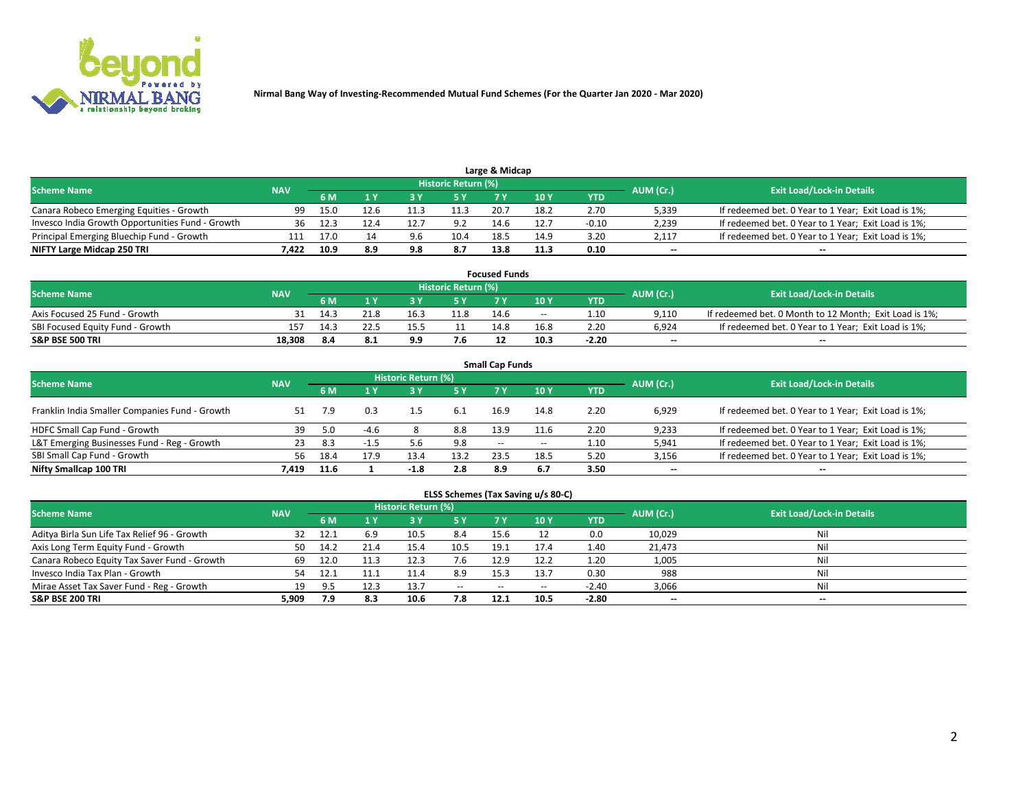**Nirmal Bang Way of Investing-Recommended Mutual Fund Schemes (For the Quarter Jan 2020 - Mar 2020)**

### Large & Midcap

| Scheme Name | NAV | Historic Return (%) | | | | | | | AUM (Cr.) | Exit Load/Lock-in Details |
|---|---|---|---|---|---|---|---|---|---|---|
| | | 6 M | 1 Y | 3 Y | 5 Y | 7 Y | 10 Y | YTD | | |
| Canara Robeco Emerging Equities - Growth | 99 | 15.0 | 12.6 | 11.3 | 11.3 | 20.7 | 18.2 | 2.70 | 5,339 | If redeemed bet. 0 Year to 1 Year; Exit Load is 1%; |
| Invesco India Growth Opportunities Fund - Growth | 36 | 12.3 | 12.4 | 12.7 | 9.2 | 14.6 | 12.7 | -0.10 | 2,239 | If redeemed bet. 0 Year to 1 Year; Exit Load is 1%; |
| Principal Emerging Bluechip Fund - Growth | 111 | 17.0 | 14 | 9.6 | 10.4 | 18.5 | 14.9 | 3.20 | 2,117 | If redeemed bet. 0 Year to 1 Year; Exit Load is 1%; |
| **NIFTY Large Midcap 250 TRI** | **7,422** | **10.9** | **8.9** | **9.8** | **8.7** | **13.8** | **11.3** | **0.10** | **--** | **--** |

### Focused Funds

| Scheme Name | NAV | Historic Return (%) | | | | | | | AUM (Cr.) | Exit Load/Lock-in Details |
|---|---|---|---|---|---|---|---|---|---|---|
| | | 6 M | 1 Y | 3 Y | 5 Y | 7 Y | 10 Y | YTD | | |
| Axis Focused 25 Fund - Growth | 31 | 14.3 | 21.8 | 16.3 | 11.8 | 14.6 | -- | 1.10 | 9,110 | If redeemed bet. 0 Month to 12 Month; Exit Load is 1%; |
| SBI Focused Equity Fund - Growth | 157 | 14.3 | 22.5 | 15.5 | 11 | 14.8 | 16.8 | 2.20 | 6,924 | If redeemed bet. 0 Year to 1 Year; Exit Load is 1%; |
| **S&P BSE 500 TRI** | **18,308** | **8.4** | **8.1** | **9.9** | **7.6** | **12** | **10.3** | **-2.20** | **--** | **--** |

### Small Cap Funds

| Scheme Name | NAV | Historic Return (%) | | | | | | | AUM (Cr.) | Exit Load/Lock-in Details |
|---|---|---|---|---|---|---|---|---|---|---|
| | | 6 M | 1 Y | 3 Y | 5 Y | 7 Y | 10 Y | YTD | | |
| Franklin India Smaller Companies Fund - Growth | 51 | 7.9 | 0.3 | 1.5 | 6.1 | 16.9 | 14.8 | 2.20 | 6,929 | If redeemed bet. 0 Year to 1 Year; Exit Load is 1%; |
| HDFC Small Cap Fund - Growth | 39 | 5.0 | -4.6 | 8 | 8.8 | 13.9 | 11.6 | 2.20 | 9,233 | If redeemed bet. 0 Year to 1 Year; Exit Load is 1%; |
| L&T Emerging Businesses Fund - Reg - Growth | 23 | 8.3 | -1.5 | 5.6 | 9.8 | -- | -- | 1.10 | 5,941 | If redeemed bet. 0 Year to 1 Year; Exit Load is 1%; |
| SBI Small Cap Fund - Growth | 56 | 18.4 | 17.9 | 13.4 | 13.2 | 23.5 | 18.5 | 5.20 | 3,156 | If redeemed bet. 0 Year to 1 Year; Exit Load is 1%; |
| **Nifty Smallcap 100 TRI** | **7,419** | **11.6** | **1** | **-1.8** | **2.8** | **8.9** | **6.7** | **3.50** | **--** | **--** |

### ELSS Schemes (Tax Saving u/s 80-C)

| Scheme Name | NAV | Historic Return (%) | | | | | | | AUM (Cr.) | Exit Load/Lock-in Details |
|---|---|---|---|---|---|---|---|---|---|---|
| | | 6 M | 1 Y | 3 Y | 5 Y | 7 Y | 10 Y | YTD | | |
| Aditya Birla Sun Life Tax Relief 96 - Growth | 32 | 12.1 | 6.9 | 10.5 | 8.4 | 15.6 | 12 | 0.0 | 10,029 | Nil |
| Axis Long Term Equity Fund - Growth | 50 | 14.2 | 21.4 | 15.4 | 10.5 | 19.1 | 17.4 | 1.40 | 21,473 | Nil |
| Canara Robeco Equity Tax Saver Fund - Growth | 69 | 12.0 | 11.3 | 12.3 | 7.6 | 12.9 | 12.2 | 1.20 | 1,005 | Nil |
| Invesco India Tax Plan - Growth | 54 | 12.1 | 11.1 | 11.4 | 8.9 | 15.3 | 13.7 | 0.30 | 988 | Nil |
| Mirae Asset Tax Saver Fund - Reg - Growth | 19 | 9.5 | 12.3 | 13.7 | -- | -- | -- | -2.40 | 3,066 | Nil |
| **S&P BSE 200 TRI** | **5,909** | **7.9** | **8.3** | **10.6** | **7.8** | **12.1** | **10.5** | **-2.80** | **--** | **--** |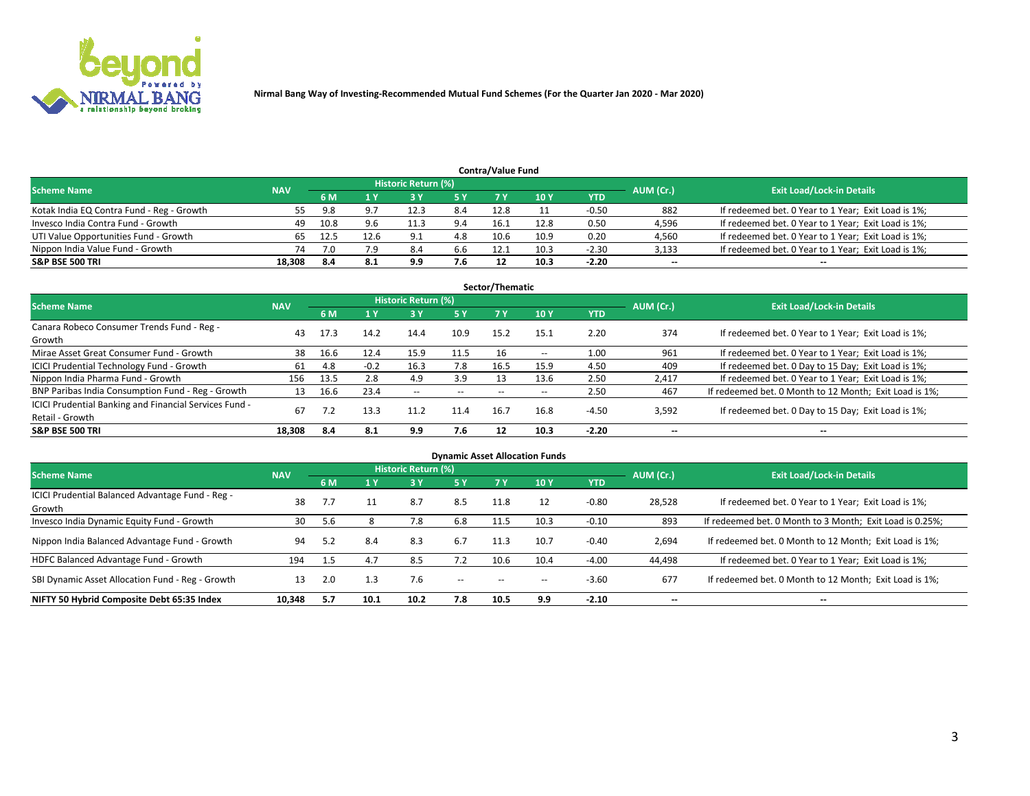Nirmal Bang Way of Investing-Recommended Mutual Fund Schemes (For the Quarter Jan 2020 - Mar 2020)

## Contra/Value Fund

| Scheme Name | NAV | Historic Return (%) | | | | | | | AUM (Cr.) | Exit Load/Lock-in Details |
|---|---|---|---|---|---|---|---|---|---|---|
| | | 6 M | 1 Y | 3 Y | 5 Y | 7 Y | 10 Y | YTD | | |
| Kotak India EQ Contra Fund - Reg - Growth | 55 | 9.8 | 9.7 | 12.3 | 8.4 | 12.8 | 11 | -0.50 | 882 | If redeemed bet. 0 Year to 1 Year; Exit Load is 1%; |
| Invesco India Contra Fund - Growth | 49 | 10.8 | 9.6 | 11.3 | 9.4 | 16.1 | 12.8 | 0.50 | 4,596 | If redeemed bet. 0 Year to 1 Year; Exit Load is 1%; |
| UTI Value Opportunities Fund - Growth | 65 | 12.5 | 12.6 | 9.1 | 4.8 | 10.6 | 10.9 | 0.20 | 4,560 | If redeemed bet. 0 Year to 1 Year; Exit Load is 1%; |
| Nippon India Value Fund - Growth | 74 | 7.0 | 7.9 | 8.4 | 6.6 | 12.1 | 10.3 | -2.30 | 3,133 | If redeemed bet. 0 Year to 1 Year; Exit Load is 1%; |
| **S&P BSE 500 TRI** | **18,308** | **8.4** | **8.1** | **9.9** | **7.6** | **12** | **10.3** | **-2.20** | **--** | **--** |

## Sector/Thematic

| Scheme Name | NAV | Historic Return (%) | | | | | | | AUM (Cr.) | Exit Load/Lock-in Details |
|---|---|---|---|---|---|---|---|---|---|---|
| | | 6 M | 1 Y | 3 Y | 5 Y | 7 Y | 10 Y | YTD | | |
| Canara Robeco Consumer Trends Fund - Reg - Growth | 43 | 17.3 | 14.2 | 14.4 | 10.9 | 15.2 | 15.1 | 2.20 | 374 | If redeemed bet. 0 Year to 1 Year; Exit Load is 1%; |
| Mirae Asset Great Consumer Fund - Growth | 38 | 16.6 | 12.4 | 15.9 | 11.5 | 16 | -- | 1.00 | 961 | If redeemed bet. 0 Year to 1 Year; Exit Load is 1%; |
| ICICI Prudential Technology Fund - Growth | 61 | 4.8 | -0.2 | 16.3 | 7.8 | 16.5 | 15.9 | 4.50 | 409 | If redeemed bet. 0 Day to 15 Day; Exit Load is 1%; |
| Nippon India Pharma Fund - Growth | 156 | 13.5 | 2.8 | 4.9 | 3.9 | 13 | 13.6 | 2.50 | 2,417 | If redeemed bet. 0 Year to 1 Year; Exit Load is 1%; |
| BNP Paribas India Consumption Fund - Reg - Growth | 13 | 16.6 | 23.4 | -- | -- | -- | -- | 2.50 | 467 | If redeemed bet. 0 Month to 12 Month; Exit Load is 1%; |
| ICICI Prudential Banking and Financial Services Fund - Retail - Growth | 67 | 7.2 | 13.3 | 11.2 | 11.4 | 16.7 | 16.8 | -4.50 | 3,592 | If redeemed bet. 0 Day to 15 Day; Exit Load is 1%; |
| **S&P BSE 500 TRI** | **18,308** | **8.4** | **8.1** | **9.9** | **7.6** | **12** | **10.3** | **-2.20** | **--** | **--** |

## Dynamic Asset Allocation Funds

| Scheme Name | NAV | Historic Return (%) | | | | | | | AUM (Cr.) | Exit Load/Lock-in Details |
|---|---|---|---|---|---|---|---|---|---|---|
| | | 6 M | 1 Y | 3 Y | 5 Y | 7 Y | 10 Y | YTD | | |
| ICICI Prudential Balanced Advantage Fund - Reg - Growth | 38 | 7.7 | 11 | 8.7 | 8.5 | 11.8 | 12 | -0.80 | 28,528 | If redeemed bet. 0 Year to 1 Year; Exit Load is 1%; |
| Invesco India Dynamic Equity Fund - Growth | 30 | 5.6 | 8 | 7.8 | 6.8 | 11.5 | 10.3 | -0.10 | 893 | If redeemed bet. 0 Month to 3 Month; Exit Load is 0.25%; |
| Nippon India Balanced Advantage Fund - Growth | 94 | 5.2 | 8.4 | 8.3 | 6.7 | 11.3 | 10.7 | -0.40 | 2,694 | If redeemed bet. 0 Month to 12 Month; Exit Load is 1%; |
| HDFC Balanced Advantage Fund - Growth | 194 | 1.5 | 4.7 | 8.5 | 7.2 | 10.6 | 10.4 | -4.00 | 44,498 | If redeemed bet. 0 Year to 1 Year; Exit Load is 1%; |
| SBI Dynamic Asset Allocation Fund - Reg - Growth | 13 | 2.0 | 1.3 | 7.6 | -- | -- | -- | -3.60 | 677 | If redeemed bet. 0 Month to 12 Month; Exit Load is 1%; |
| **NIFTY 50 Hybrid Composite Debt 65:35 Index** | **10,348** | **5.7** | **10.1** | **10.2** | **7.8** | **10.5** | **9.9** | **-2.10** | **--** | **--** |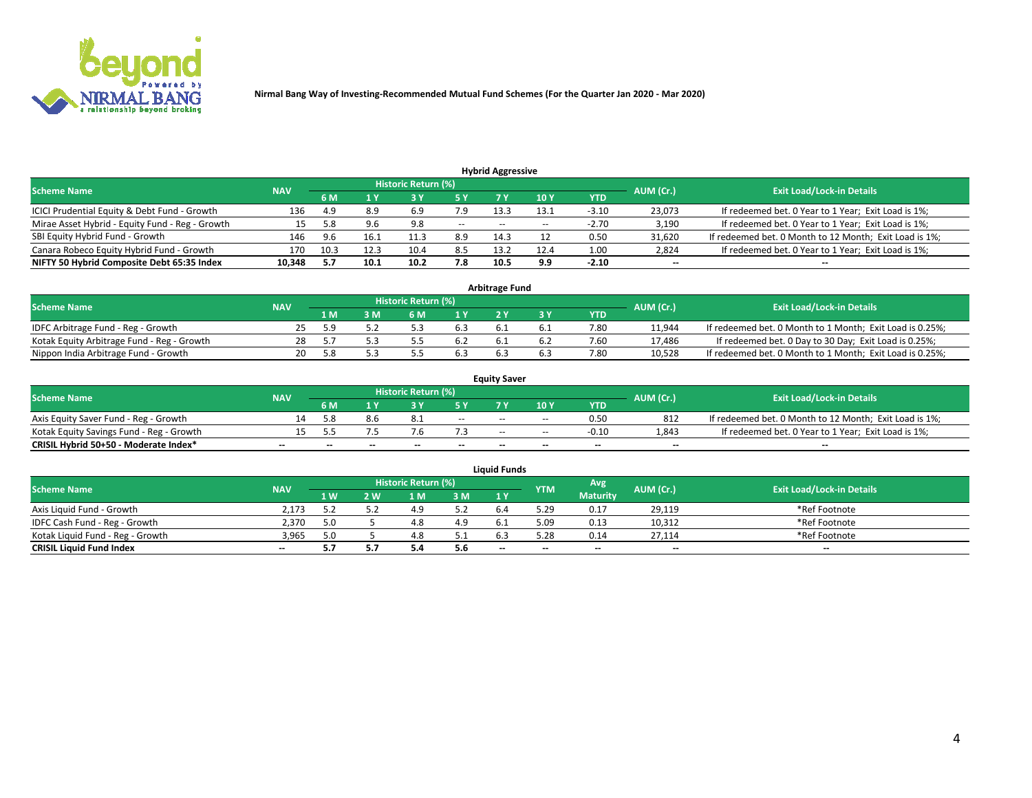Nirmal Bang Way of Investing-Recommended Mutual Fund Schemes (For the Quarter Jan 2020 - Mar 2020)

## Hybrid Aggressive

| Scheme Name | NAV | Historic Return (%) | | | | | | | AUM (Cr.) | Exit Load/Lock-in Details |
|---|---|---|---|---|---|---|---|---|---|---|
| | | 6 M | 1 Y | 3 Y | 5 Y | 7 Y | 10 Y | YTD | | |
| ICICI Prudential Equity & Debt Fund - Growth | 136 | 4.9 | 8.9 | 6.9 | 7.9 | 13.3 | 13.1 | -3.10 | 23,073 | If redeemed bet. 0 Year to 1 Year; Exit Load is 1%; |
| Mirae Asset Hybrid - Equity Fund - Reg - Growth | 15 | 5.8 | 9.6 | 9.8 | -- | -- | -- | -2.70 | 3,190 | If redeemed bet. 0 Year to 1 Year; Exit Load is 1%; |
| SBI Equity Hybrid Fund - Growth | 146 | 9.6 | 16.1 | 11.3 | 8.9 | 14.3 | 12 | 0.50 | 31,620 | If redeemed bet. 0 Month to 12 Month; Exit Load is 1%; |
| Canara Robeco Equity Hybrid Fund - Growth | 170 | 10.3 | 12.3 | 10.4 | 8.5 | 13.2 | 12.4 | 1.00 | 2,824 | If redeemed bet. 0 Year to 1 Year; Exit Load is 1%; |
| **NIFTY 50 Hybrid Composite Debt 65:35 Index** | **10,348** | **5.7** | **10.1** | **10.2** | **7.8** | **10.5** | **9.9** | **-2.10** | **--** | **--** |

## Arbitrage Fund

| Scheme Name | NAV | Historic Return (%) | | | | | | | AUM (Cr.) | Exit Load/Lock-in Details |
|---|---|---|---|---|---|---|---|---|---|---|
| | | 1 M | 3 M | 6 M | 1 Y | 2 Y | 3 Y | YTD | | |
| IDFC Arbitrage Fund - Reg - Growth | 25 | 5.9 | 5.2 | 5.3 | 6.3 | 6.1 | 6.1 | 7.80 | 11,944 | If redeemed bet. 0 Month to 1 Month; Exit Load is 0.25%; |
| Kotak Equity Arbitrage Fund - Reg - Growth | 28 | 5.7 | 5.3 | 5.5 | 6.2 | 6.1 | 6.2 | 7.60 | 17,486 | If redeemed bet. 0 Day to 30 Day; Exit Load is 0.25%; |
| Nippon India Arbitrage Fund - Growth | 20 | 5.8 | 5.3 | 5.5 | 6.3 | 6.3 | 6.3 | 7.80 | 10,528 | If redeemed bet. 0 Month to 1 Month; Exit Load is 0.25%; |

## Equity Saver

| Scheme Name | NAV | Historic Return (%) | | | | | | | AUM (Cr.) | Exit Load/Lock-in Details |
|---|---|---|---|---|---|---|---|---|---|---|
| | | 6 M | 1 Y | 3 Y | 5 Y | 7 Y | 10 Y | YTD | | |
| Axis Equity Saver Fund - Reg - Growth | 14 | 5.8 | 8.6 | 8.1 | -- | -- | -- | 0.50 | 812 | If redeemed bet. 0 Month to 12 Month; Exit Load is 1%; |
| Kotak Equity Savings Fund - Reg - Growth | 15 | 5.5 | 7.5 | 7.6 | 7.3 | -- | -- | -0.10 | 1,843 | If redeemed bet. 0 Year to 1 Year; Exit Load is 1%; |
| **CRISIL Hybrid 50+50 - Moderate Index*** | **--** | **--** | **--** | **--** | **--** | **--** | **--** | **--** | **--** | **--** |

## Liquid Funds

| Scheme Name | NAV | Historic Return (%) | | | | | YTM | Avg Maturity | AUM (Cr.) | Exit Load/Lock-in Details |
|---|---|---|---|---|---|---|---|---|---|---|
| | | 1 W | 2 W | 1 M | 3 M | 1 Y | | | | |
| Axis Liquid Fund - Growth | 2,173 | 5.2 | 5.2 | 4.9 | 5.2 | 6.4 | 5.29 | 0.17 | 29,119 | *Ref Footnote |
| IDFC Cash Fund - Reg - Growth | 2,370 | 5.0 | 5 | 4.8 | 4.9 | 6.1 | 5.09 | 0.13 | 10,312 | *Ref Footnote |
| Kotak Liquid Fund - Reg - Growth | 3,965 | 5.0 | 5 | 4.8 | 5.1 | 6.3 | 5.28 | 0.14 | 27,114 | *Ref Footnote |
| **CRISIL Liquid Fund Index** | **--** | **5.7** | **5.7** | **5.4** | **5.6** | **--** | **--** | **--** | **--** | **--** |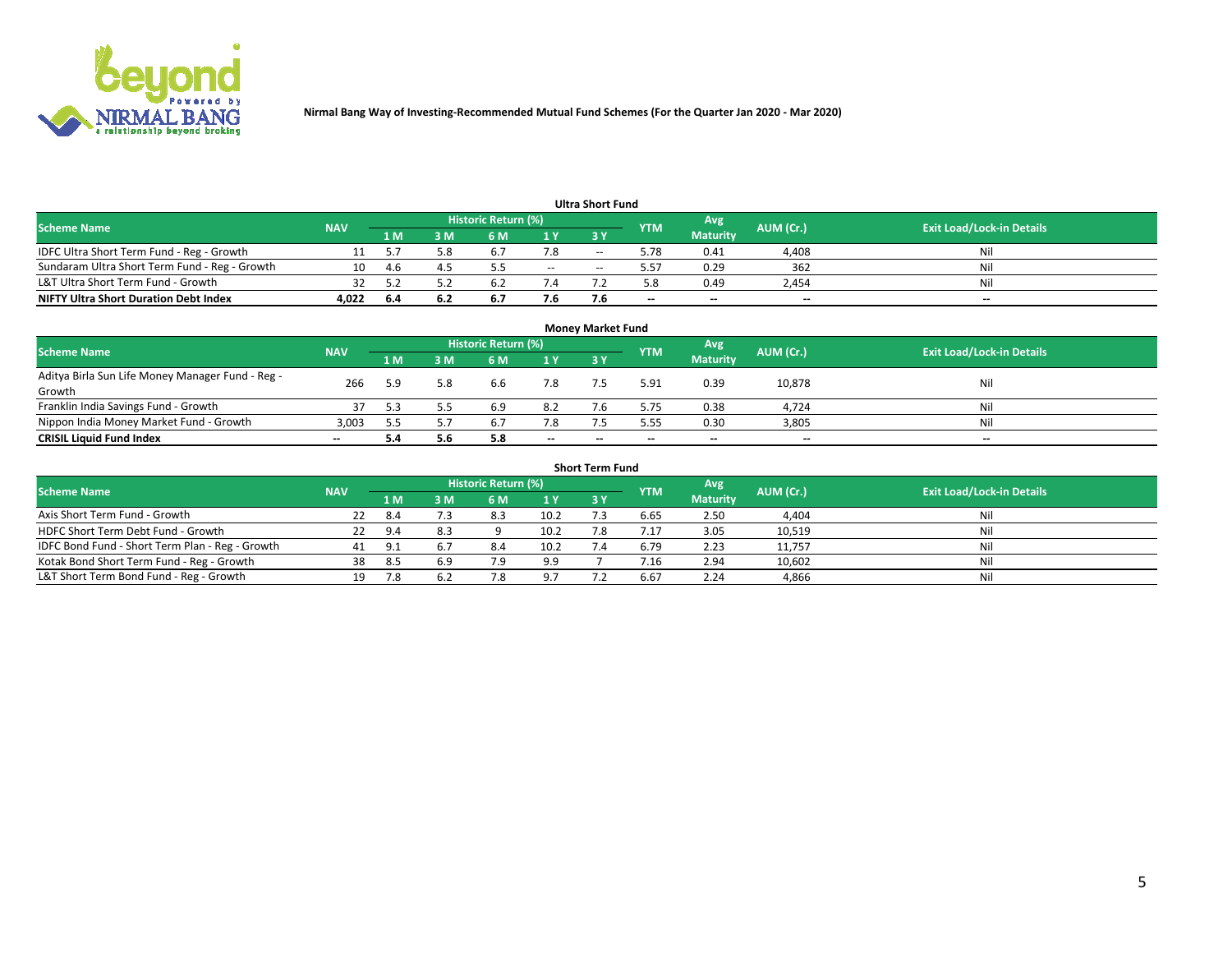**Nirmal Bang Way of Investing-Recommended Mutual Fund Schemes (For the Quarter Jan 2020 - Mar 2020)**

## Ultra Short Fund

| Scheme Name | NAV | Historic Return (%) | | | | | YTM | Avg Maturity | AUM (Cr.) | Exit Load/Lock-in Details |
|---|---|---|---|---|---|---|---|---|---|---|
| | | 1 M | 3 M | 6 M | 1 Y | 3 Y | | | | |
| IDFC Ultra Short Term Fund - Reg - Growth | 11 | 5.7 | 5.8 | 6.7 | 7.8 | -- | 5.78 | 0.41 | 4,408 | Nil |
| Sundaram Ultra Short Term Fund - Reg - Growth | 10 | 4.6 | 4.5 | 5.5 | -- | -- | 5.57 | 0.29 | 362 | Nil |
| L&T Ultra Short Term Fund - Growth | 32 | 5.2 | 5.2 | 6.2 | 7.4 | 7.2 | 5.8 | 0.49 | 2,454 | Nil |
| **NIFTY Ultra Short Duration Debt Index** | **4,022** | **6.4** | **6.2** | **6.7** | **7.6** | **7.6** | **--** | **--** | **--** | **--** |

## Money Market Fund

| Scheme Name | NAV | Historic Return (%) | | | | | YTM | Avg Maturity | AUM (Cr.) | Exit Load/Lock-in Details |
|---|---|---|---|---|---|---|---|---|---|---|
| | | 1 M | 3 M | 6 M | 1 Y | 3 Y | | | | |
| Aditya Birla Sun Life Money Manager Fund - Reg - Growth | 266 | 5.9 | 5.8 | 6.6 | 7.8 | 7.5 | 5.91 | 0.39 | 10,878 | Nil |
| Franklin India Savings Fund - Growth | 37 | 5.3 | 5.5 | 6.9 | 8.2 | 7.6 | 5.75 | 0.38 | 4,724 | Nil |
| Nippon India Money Market Fund - Growth | 3,003 | 5.5 | 5.7 | 6.7 | 7.8 | 7.5 | 5.55 | 0.30 | 3,805 | Nil |
| **CRISIL Liquid Fund Index** | **--** | **5.4** | **5.6** | **5.8** | **--** | **--** | **--** | **--** | **--** | **--** |

## Short Term Fund

| Scheme Name | NAV | Historic Return (%) | | | | | YTM | Avg Maturity | AUM (Cr.) | Exit Load/Lock-in Details |
|---|---|---|---|---|---|---|---|---|---|---|
| | | 1 M | 3 M | 6 M | 1 Y | 3 Y | | | | |
| Axis Short Term Fund - Growth | 22 | 8.4 | 7.3 | 8.3 | 10.2 | 7.3 | 6.65 | 2.50 | 4,404 | Nil |
| HDFC Short Term Debt Fund - Growth | 22 | 9.4 | 8.3 | 9 | 10.2 | 7.8 | 7.17 | 3.05 | 10,519 | Nil |
| IDFC Bond Fund - Short Term Plan - Reg - Growth | 41 | 9.1 | 6.7 | 8.4 | 10.2 | 7.4 | 6.79 | 2.23 | 11,757 | Nil |
| Kotak Bond Short Term Fund - Reg - Growth | 38 | 8.5 | 6.9 | 7.9 | 9.9 | 7 | 7.16 | 2.94 | 10,602 | Nil |
| L&T Short Term Bond Fund - Reg - Growth | 19 | 7.8 | 6.2 | 7.8 | 9.7 | 7.2 | 6.67 | 2.24 | 4,866 | Nil |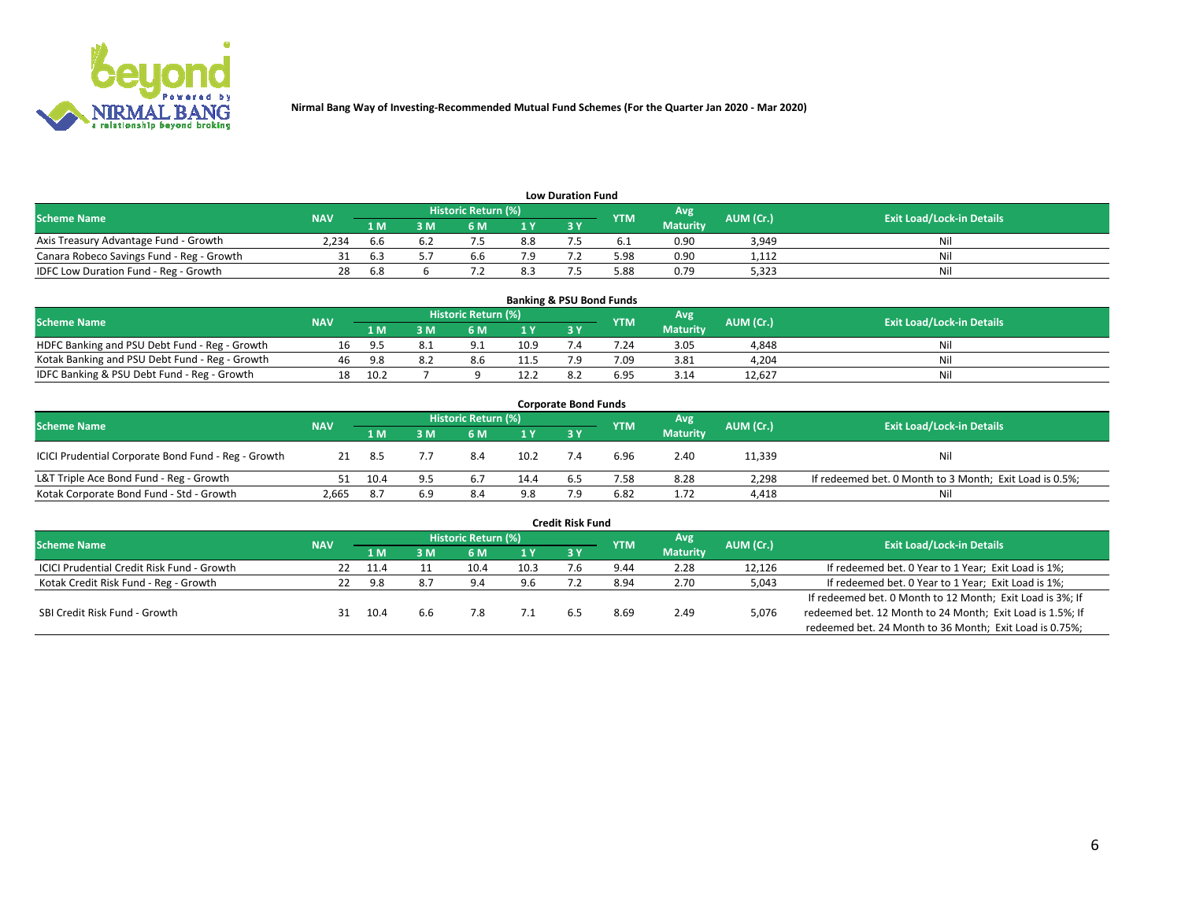Nirmal Bang Way of Investing-Recommended Mutual Fund Schemes (For the Quarter Jan 2020 - Mar 2020)

### Low Duration Fund

| Scheme Name | NAV | Historic Return (%) | | | | | YTM | Avg Maturity | AUM (Cr.) | Exit Load/Lock-in Details |
|---|---|---|---|---|---|---|---|---|---|---|
| | | 1 M | 3 M | 6 M | 1 Y | 3 Y | | | | |
| Axis Treasury Advantage Fund - Growth | 2,234 | 6.6 | 6.2 | 7.5 | 8.8 | 7.5 | 6.1 | 0.90 | 3,949 | Nil |
| Canara Robeco Savings Fund - Reg - Growth | 31 | 6.3 | 5.7 | 6.6 | 7.9 | 7.2 | 5.98 | 0.90 | 1,112 | Nil |
| IDFC Low Duration Fund - Reg - Growth | 28 | 6.8 | 6 | 7.2 | 8.3 | 7.5 | 5.88 | 0.79 | 5,323 | Nil |

### Banking & PSU Bond Funds

| Scheme Name | NAV | Historic Return (%) | | | | | YTM | Avg Maturity | AUM (Cr.) | Exit Load/Lock-in Details |
|---|---|---|---|---|---|---|---|---|---|---|
| | | 1 M | 3 M | 6 M | 1 Y | 3 Y | | | | |
| HDFC Banking and PSU Debt Fund - Reg - Growth | 16 | 9.5 | 8.1 | 9.1 | 10.9 | 7.4 | 7.24 | 3.05 | 4,848 | Nil |
| Kotak Banking and PSU Debt Fund - Reg - Growth | 46 | 9.8 | 8.2 | 8.6 | 11.5 | 7.9 | 7.09 | 3.81 | 4,204 | Nil |
| IDFC Banking & PSU Debt Fund - Reg - Growth | 18 | 10.2 | 7 | 9 | 12.2 | 8.2 | 6.95 | 3.14 | 12,627 | Nil |

### Corporate Bond Funds

| Scheme Name | NAV | Historic Return (%) | | | | | YTM | Avg Maturity | AUM (Cr.) | Exit Load/Lock-in Details |
|---|---|---|---|---|---|---|---|---|---|---|
| | | 1 M | 3 M | 6 M | 1 Y | 3 Y | | | | |
| ICICI Prudential Corporate Bond Fund - Reg - Growth | 21 | 8.5 | 7.7 | 8.4 | 10.2 | 7.4 | 6.96 | 2.40 | 11,339 | Nil |
| L&T Triple Ace Bond Fund - Reg - Growth | 51 | 10.4 | 9.5 | 6.7 | 14.4 | 6.5 | 7.58 | 8.28 | 2,298 | If redeemed bet. 0 Month to 3 Month; Exit Load is 0.5%; |
| Kotak Corporate Bond Fund - Std - Growth | 2,665 | 8.7 | 6.9 | 8.4 | 9.8 | 7.9 | 6.82 | 1.72 | 4,418 | Nil |

### Credit Risk Fund

| Scheme Name | NAV | Historic Return (%) | | | | | YTM | Avg Maturity | AUM (Cr.) | Exit Load/Lock-in Details |
|---|---|---|---|---|---|---|---|---|---|---|
| | | 1 M | 3 M | 6 M | 1 Y | 3 Y | | | | |
| ICICI Prudential Credit Risk Fund - Growth | 22 | 11.4 | 11 | 10.4 | 10.3 | 7.6 | 9.44 | 2.28 | 12,126 | If redeemed bet. 0 Year to 1 Year; Exit Load is 1%; |
| Kotak Credit Risk Fund - Reg - Growth | 22 | 9.8 | 8.7 | 9.4 | 9.6 | 7.2 | 8.94 | 2.70 | 5,043 | If redeemed bet. 0 Year to 1 Year; Exit Load is 1%; |
| SBI Credit Risk Fund - Growth | 31 | 10.4 | 6.6 | 7.8 | 7.1 | 6.5 | 8.69 | 2.49 | 5,076 | If redeemed bet. 0 Month to 12 Month; Exit Load is 3%; If redeemed bet. 12 Month to 24 Month; Exit Load is 1.5%; If redeemed bet. 24 Month to 36 Month; Exit Load is 0.75%; |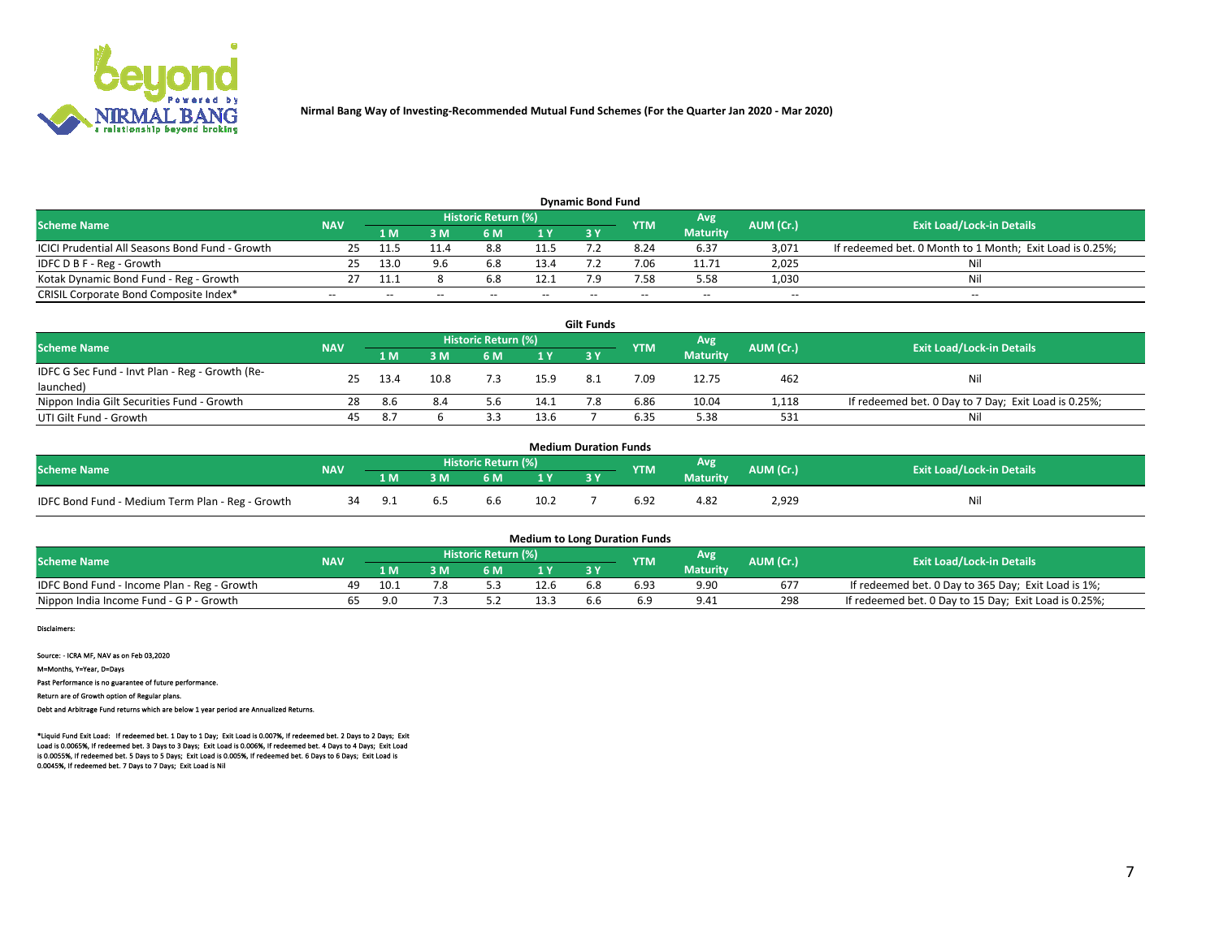Nirmal Bang Way of Investing-Recommended Mutual Fund Schemes (For the Quarter Jan 2020 - Mar 2020)

### Dynamic Bond Fund

| Scheme Name | NAV | Historic Return (%) | | | | | YTM | Avg Maturity | AUM (Cr.) | Exit Load/Lock-in Details |
|---|---|---|---|---|---|---|---|---|---|---|
| | | 1 M | 3 M | 6 M | 1 Y | 3 Y | | | | |
| ICICI Prudential All Seasons Bond Fund - Growth | 25 | 11.5 | 11.4 | 8.8 | 11.5 | 7.2 | 8.24 | 6.37 | 3,071 | If redeemed bet. 0 Month to 1 Month; Exit Load is 0.25%; |
| IDFC D B F - Reg - Growth | 25 | 13.0 | 9.6 | 6.8 | 13.4 | 7.2 | 7.06 | 11.71 | 2,025 | Nil |
| Kotak Dynamic Bond Fund - Reg - Growth | 27 | 11.1 | 8 | 6.8 | 12.1 | 7.9 | 7.58 | 5.58 | 1,030 | Nil |
| CRISIL Corporate Bond Composite Index* | -- | -- | -- | -- | -- | -- | -- | -- | -- | -- |

### Gilt Funds

| Scheme Name | NAV | Historic Return (%) | | | | | YTM | Avg Maturity | AUM (Cr.) | Exit Load/Lock-in Details |
|---|---|---|---|---|---|---|---|---|---|---|
| | | 1 M | 3 M | 6 M | 1 Y | 3 Y | | | | |
| IDFC G Sec Fund - Invt Plan - Reg - Growth (Re-launched) | 25 | 13.4 | 10.8 | 7.3 | 15.9 | 8.1 | 7.09 | 12.75 | 462 | Nil |
| Nippon India Gilt Securities Fund - Growth | 28 | 8.6 | 8.4 | 5.6 | 14.1 | 7.8 | 6.86 | 10.04 | 1,118 | If redeemed bet. 0 Day to 7 Day; Exit Load is 0.25%; |
| UTI Gilt Fund - Growth | 45 | 8.7 | 6 | 3.3 | 13.6 | 7 | 6.35 | 5.38 | 531 | Nil |

### Medium Duration Funds

| Scheme Name | NAV | Historic Return (%) | | | | | YTM | Avg Maturity | AUM (Cr.) | Exit Load/Lock-in Details |
|---|---|---|---|---|---|---|---|---|---|---|
| | | 1 M | 3 M | 6 M | 1 Y | 3 Y | | | | |
| IDFC Bond Fund - Medium Term Plan - Reg - Growth | 34 | 9.1 | 6.5 | 6.6 | 10.2 | 7 | 6.92 | 4.82 | 2,929 | Nil |

### Medium to Long Duration Funds

| Scheme Name | NAV | Historic Return (%) | | | | | YTM | Avg Maturity | AUM (Cr.) | Exit Load/Lock-in Details |
|---|---|---|---|---|---|---|---|---|---|---|
| | | 1 M | 3 M | 6 M | 1 Y | 3 Y | | | | |
| IDFC Bond Fund - Income Plan - Reg - Growth | 49 | 10.1 | 7.8 | 5.3 | 12.6 | 6.8 | 6.93 | 9.90 | 677 | If redeemed bet. 0 Day to 365 Day; Exit Load is 1%; |
| Nippon India Income Fund - G P - Growth | 65 | 9.0 | 7.3 | 5.2 | 13.3 | 6.6 | 6.9 | 9.41 | 298 | If redeemed bet. 0 Day to 15 Day; Exit Load is 0.25%; |

Disclaimers:

Source: - ICRA MF, NAV as on Feb 03,2020

M=Months, Y=Year, D=Days

Past Performance is no guarantee of future performance.

Return are of Growth option of Regular plans.

Debt and Arbitrage Fund returns which are below 1 year period are Annualized Returns.

*Liquid Fund Exit Load: If redeemed bet. 1 Day to 1 Day; Exit Load is 0.007%, If redeemed bet. 2 Days to 2 Days; Exit Load is 0.0065%, If redeemed bet. 3 Days to 3 Days; Exit Load is 0.006%, If redeemed bet. 4 Days to 4 Days; Exit Load is 0.0055%, If redeemed bet. 5 Days to 5 Days; Exit Load is 0.005%, If redeemed bet. 6 Days to 6 Days; Exit Load is 0.0045%, If redeemed bet. 7 Days to 7 Days; Exit Load is Nil